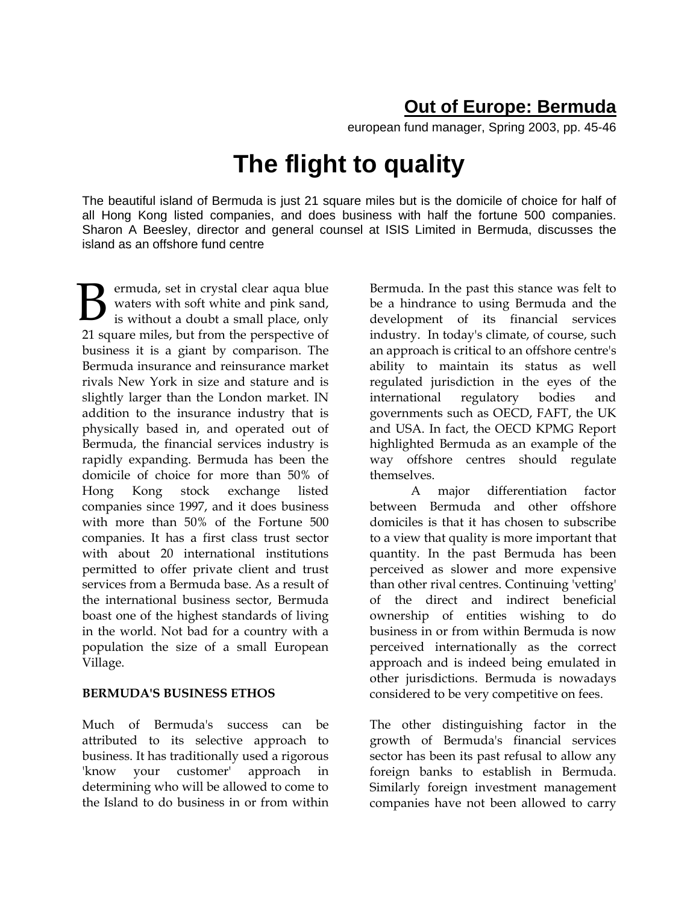## Out of Europe: Bermuda

european fund manager, Spring 2003, pp. 45-46

# The flight to quality

The beautiful island of Bermuda is just 21 square miles but is the domicile of choice for half of all Hong Kong listed companies, and does business with half the fortune 500 companies. Sharon A Beesley, director and general counsel at ISIS Limited in Bermuda, discusses the island as an offshore fund centre

Bermuda, set in crystal clear aqua blue waters with soft white and pink sand, is without a doubt a small place, only 21 square miles, but from the perspective of business it is a giant by comparison. The Bermuda insurance and reinsurance market rivals New York in size and stature and is slightly larger than the London market. IN addition to the insurance industry that is physically based in, and operated out of Bermuda, the financial services industry is rapidly expanding. Bermuda has been the domicile of choice for more than 50% of Hong Kong stock exchange listed companies since 1997, and it does business with more than 50% of the Fortune 500 companies. It has a first class trust sector with about 20 international institutions permitted to offer private client and trust services from a Bermuda base. As a result of the international business sector, Bermuda boast one of the highest standards of living in the world. Not bad for a country with a population the size of a small European Village.

**BERMUDA'S BUSINESS ETHOS**

Much of Bermuda's success can be attributed to its selective approach to business. It has traditionally used a rigorous 'know your customer' approach in determining who will be allowed to come to the Island to do business in or from within Bermuda. In the past this stance was felt to be a hindrance to using Bermuda and the development of its financial services industry. In today's climate, of course, such an approach is critical to an offshore centre's ability to maintain its status as well regulated jurisdiction in the eyes of the international regulatory bodies and governments such as OECD, FAFT, the UK and USA. In fact, the OECD KPMG Report highlighted Bermuda as an example of the way offshore centres should regulate themselves.

A major differentiation factor between Bermuda and other offshore domiciles is that it has chosen to subscribe to a view that quality is more important that quantity. In the past Bermuda has been perceived as slower and more expensive than other rival centres. Continuing 'vetting' of the direct and indirect beneficial ownership of entities wishing to do business in or from within Bermuda is now perceived internationally as the correct approach and is indeed being emulated in other jurisdictions. Bermuda is nowadays considered to be very competitive on fees.

The other distinguishing factor in the growth of Bermuda's financial services sector has been its past refusal to allow any foreign banks to establish in Bermuda. Similarly foreign investment management companies have not been allowed to carry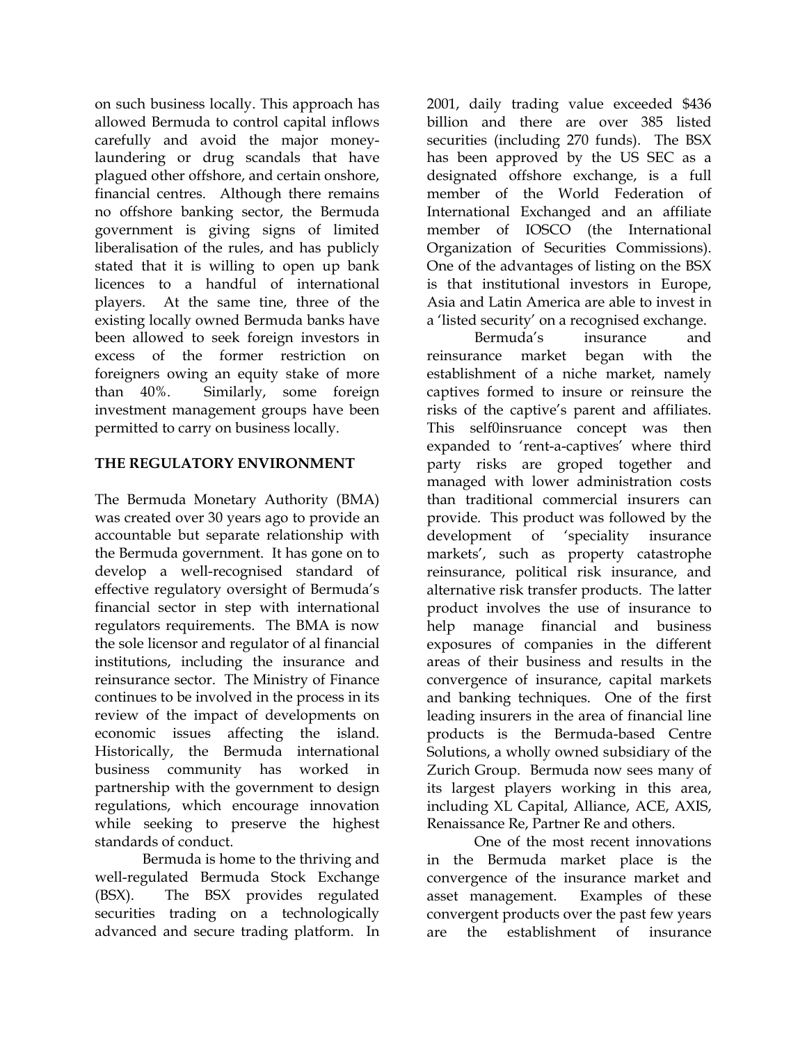on such business locally. This approach has allowed Bermuda to control capital inflows carefully and avoid the major money-laundering or drug scandals that have plagued other offshore, and certain onshore, financial centres. Although there remains no offshore banking sector, the Bermuda government is giving signs of limited liberalisation of the rules, and has publicly stated that it is willing to open up bank licences to a handful of international players. At the same tine, three of the existing locally owned Bermuda banks have been allowed to seek foreign investors in excess of the former restriction on foreigners owing an equity stake of more than 40%. Similarly, some foreign investment management groups have been permitted to carry on business locally.

## THE REGULATORY ENVIRONMENT

The Bermuda Monetary Authority (BMA) was created over 30 years ago to provide an accountable but separate relationship with the Bermuda government. It has gone on to develop a well-recognised standard of effective regulatory oversight of Bermuda's financial sector in step with international regulators requirements. The BMA is now the sole licensor and regulator of al financial institutions, including the insurance and reinsurance sector. The Ministry of Finance continues to be involved in the process in its review of the impact of developments on economic issues affecting the island. Historically, the Bermuda international business community has worked in partnership with the government to design regulations, which encourage innovation while seeking to preserve the highest standards of conduct.

Bermuda is home to the thriving and well-regulated Bermuda Stock Exchange (BSX). The BSX provides regulated securities trading on a technologically advanced and secure trading platform. In 2001, daily trading value exceeded $436 billion and there are over 385 listed securities (including 270 funds). The BSX has been approved by the US SEC as a designated offshore exchange, is a full member of the World Federation of International Exchanged and an affiliate member of IOSCO (the International Organization of Securities Commissions). One of the advantages of listing on the BSX is that institutional investors in Europe, Asia and Latin America are able to invest in a 'listed security' on a recognised exchange.

Bermuda's insurance and reinsurance market began with the establishment of a niche market, namely captives formed to insure or reinsure the risks of the captive's parent and affiliates. This self0insruance concept was then expanded to 'rent-a-captives' where third party risks are groped together and managed with lower administration costs than traditional commercial insurers can provide. This product was followed by the development of 'speciality insurance markets', such as property catastrophe reinsurance, political risk insurance, and alternative risk transfer products. The latter product involves the use of insurance to help manage financial and business exposures of companies in the different areas of their business and results in the convergence of insurance, capital markets and banking techniques. One of the first leading insurers in the area of financial line products is the Bermuda-based Centre Solutions, a wholly owned subsidiary of the Zurich Group. Bermuda now sees many of its largest players working in this area, including XL Capital, Alliance, ACE, AXIS, Renaissance Re, Partner Re and others.

One of the most recent innovations in the Bermuda market place is the convergence of the insurance market and asset management. Examples of these convergent products over the past few years are the establishment of insurance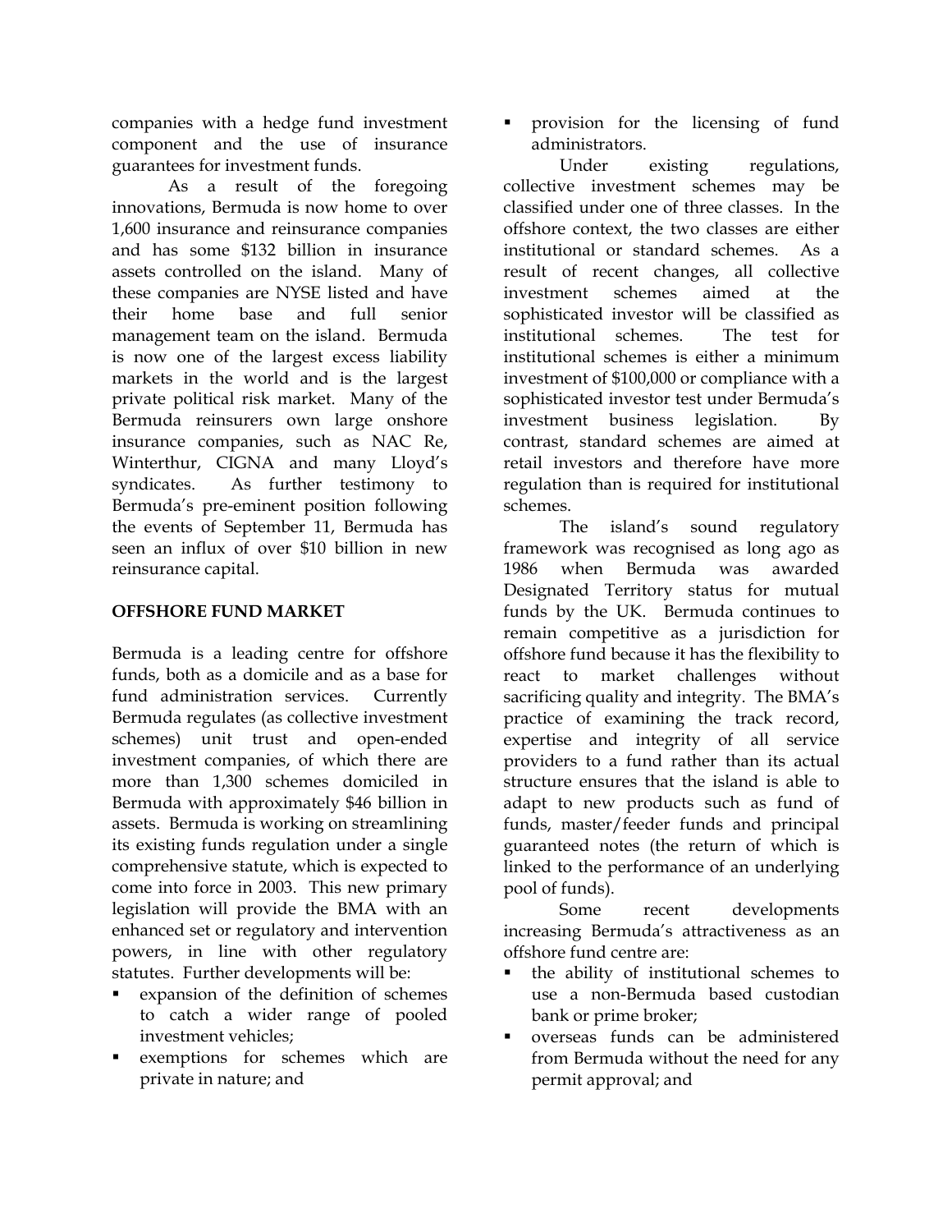companies with a hedge fund investment component and the use of insurance guarantees for investment funds.

As a result of the foregoing innovations, Bermuda is now home to over 1,600 insurance and reinsurance companies and has some $132 billion in insurance assets controlled on the island. Many of these companies are NYSE listed and have their home base and full senior management team on the island. Bermuda is now one of the largest excess liability markets in the world and is the largest private political risk market. Many of the Bermuda reinsurers own large onshore insurance companies, such as NAC Re, Winterthur, CIGNA and many Lloyd's syndicates. As further testimony to Bermuda's pre-eminent position following the events of September 11, Bermuda has seen an influx of over $10 billion in new reinsurance capital.

**OFFSHORE FUND MARKET**

Bermuda is a leading centre for offshore funds, both as a domicile and as a base for fund administration services. Currently Bermuda regulates (as collective investment schemes) unit trust and open-ended investment companies, of which there are more than 1,300 schemes domiciled in Bermuda with approximately $46 billion in assets. Bermuda is working on streamlining its existing funds regulation under a single comprehensive statute, which is expected to come into force in 2003. This new primary legislation will provide the BMA with an enhanced set or regulatory and intervention powers, in line with other regulatory statutes. Further developments will be:

- expansion of the definition of schemes to catch a wider range of pooled investment vehicles;
- exemptions for schemes which are private in nature; and
- provision for the licensing of fund administrators.

Under existing regulations, collective investment schemes may be classified under one of three classes. In the offshore context, the two classes are either institutional or standard schemes. As a result of recent changes, all collective investment schemes aimed at the sophisticated investor will be classified as institutional schemes. The test for institutional schemes is either a minimum investment of $100,000 or compliance with a sophisticated investor test under Bermuda's investment business legislation. By contrast, standard schemes are aimed at retail investors and therefore have more regulation than is required for institutional schemes.

The island's sound regulatory framework was recognised as long ago as 1986 when Bermuda was awarded Designated Territory status for mutual funds by the UK. Bermuda continues to remain competitive as a jurisdiction for offshore fund because it has the flexibility to react to market challenges without sacrificing quality and integrity. The BMA's practice of examining the track record, expertise and integrity of all service providers to a fund rather than its actual structure ensures that the island is able to adapt to new products such as fund of funds, master/feeder funds and principal guaranteed notes (the return of which is linked to the performance of an underlying pool of funds).

Some recent developments increasing Bermuda's attractiveness as an offshore fund centre are:

- the ability of institutional schemes to use a non-Bermuda based custodian bank or prime broker;
- overseas funds can be administered from Bermuda without the need for any permit approval; and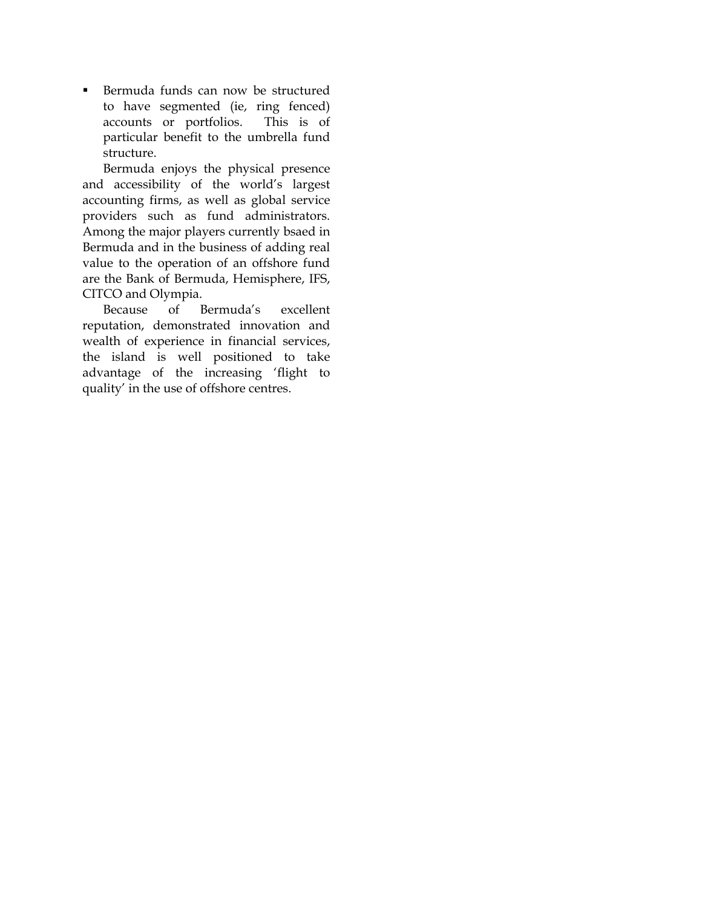- Bermuda funds can now be structured to have segmented (ie, ring fenced) accounts or portfolios. This is of particular benefit to the umbrella fund structure.

Bermuda enjoys the physical presence and accessibility of the world's largest accounting firms, as well as global service providers such as fund administrators. Among the major players currently bsaed in Bermuda and in the business of adding real value to the operation of an offshore fund are the Bank of Bermuda, Hemisphere, IFS, CITCO and Olympia.

Because of Bermuda's excellent reputation, demonstrated innovation and wealth of experience in financial services, the island is well positioned to take advantage of the increasing 'flight to quality' in the use of offshore centres.